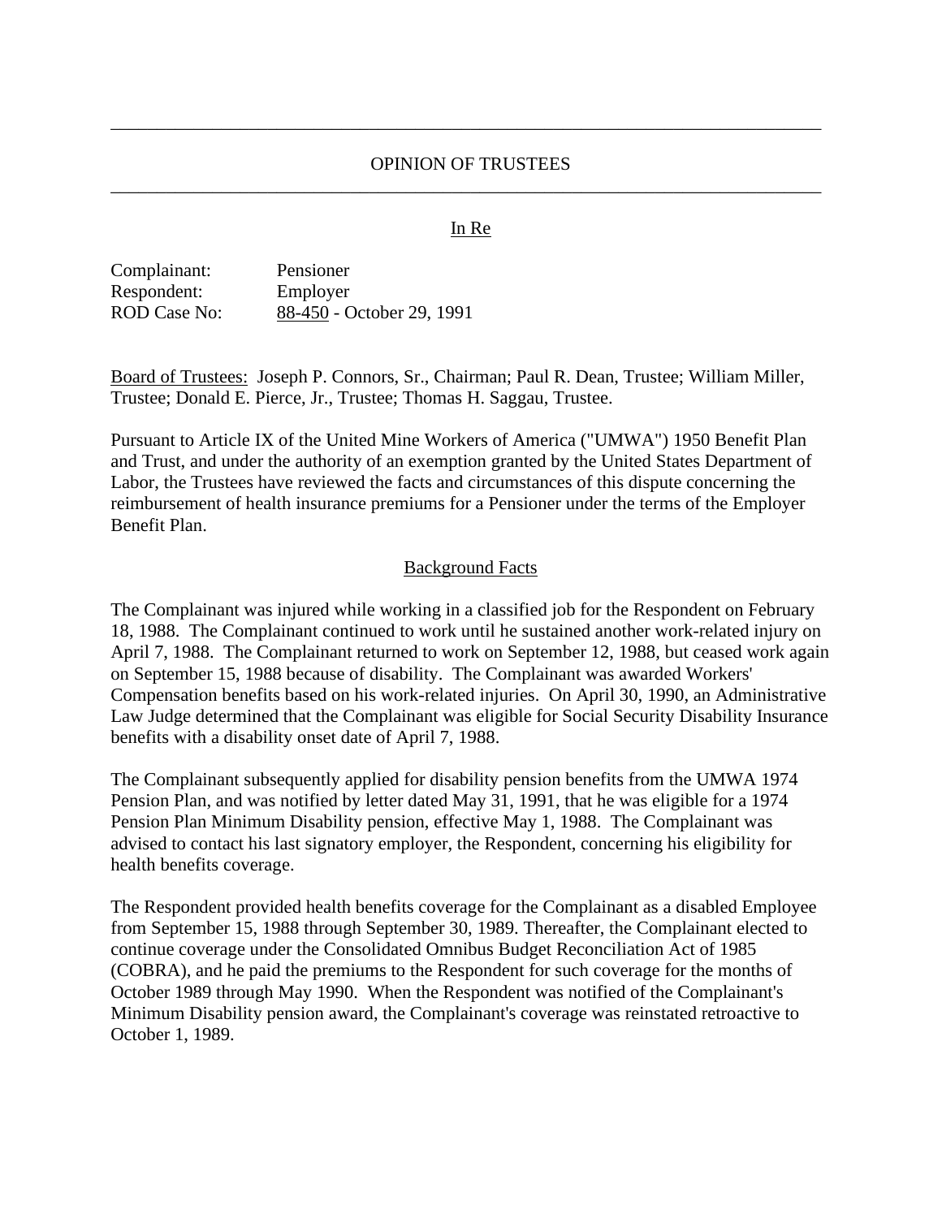---

# OPINION OF TRUSTEES

---

In Re

Complainant: Pensioner
Respondent: Employer
ROD Case No: 88-450 - October 29, 1991

Board of Trustees: Joseph P. Connors, Sr., Chairman; Paul R. Dean, Trustee; William Miller, Trustee; Donald E. Pierce, Jr., Trustee; Thomas H. Saggau, Trustee.

Pursuant to Article IX of the United Mine Workers of America ("UMWA") 1950 Benefit Plan and Trust, and under the authority of an exemption granted by the United States Department of Labor, the Trustees have reviewed the facts and circumstances of this dispute concerning the reimbursement of health insurance premiums for a Pensioner under the terms of the Employer Benefit Plan.

## Background Facts

The Complainant was injured while working in a classified job for the Respondent on February 18, 1988. The Complainant continued to work until he sustained another work-related injury on April 7, 1988. The Complainant returned to work on September 12, 1988, but ceased work again on September 15, 1988 because of disability. The Complainant was awarded Workers' Compensation benefits based on his work-related injuries. On April 30, 1990, an Administrative Law Judge determined that the Complainant was eligible for Social Security Disability Insurance benefits with a disability onset date of April 7, 1988.

The Complainant subsequently applied for disability pension benefits from the UMWA 1974 Pension Plan, and was notified by letter dated May 31, 1991, that he was eligible for a 1974 Pension Plan Minimum Disability pension, effective May 1, 1988. The Complainant was advised to contact his last signatory employer, the Respondent, concerning his eligibility for health benefits coverage.

The Respondent provided health benefits coverage for the Complainant as a disabled Employee from September 15, 1988 through September 30, 1989. Thereafter, the Complainant elected to continue coverage under the Consolidated Omnibus Budget Reconciliation Act of 1985 (COBRA), and he paid the premiums to the Respondent for such coverage for the months of October 1989 through May 1990. When the Respondent was notified of the Complainant's Minimum Disability pension award, the Complainant's coverage was reinstated retroactive to October 1, 1989.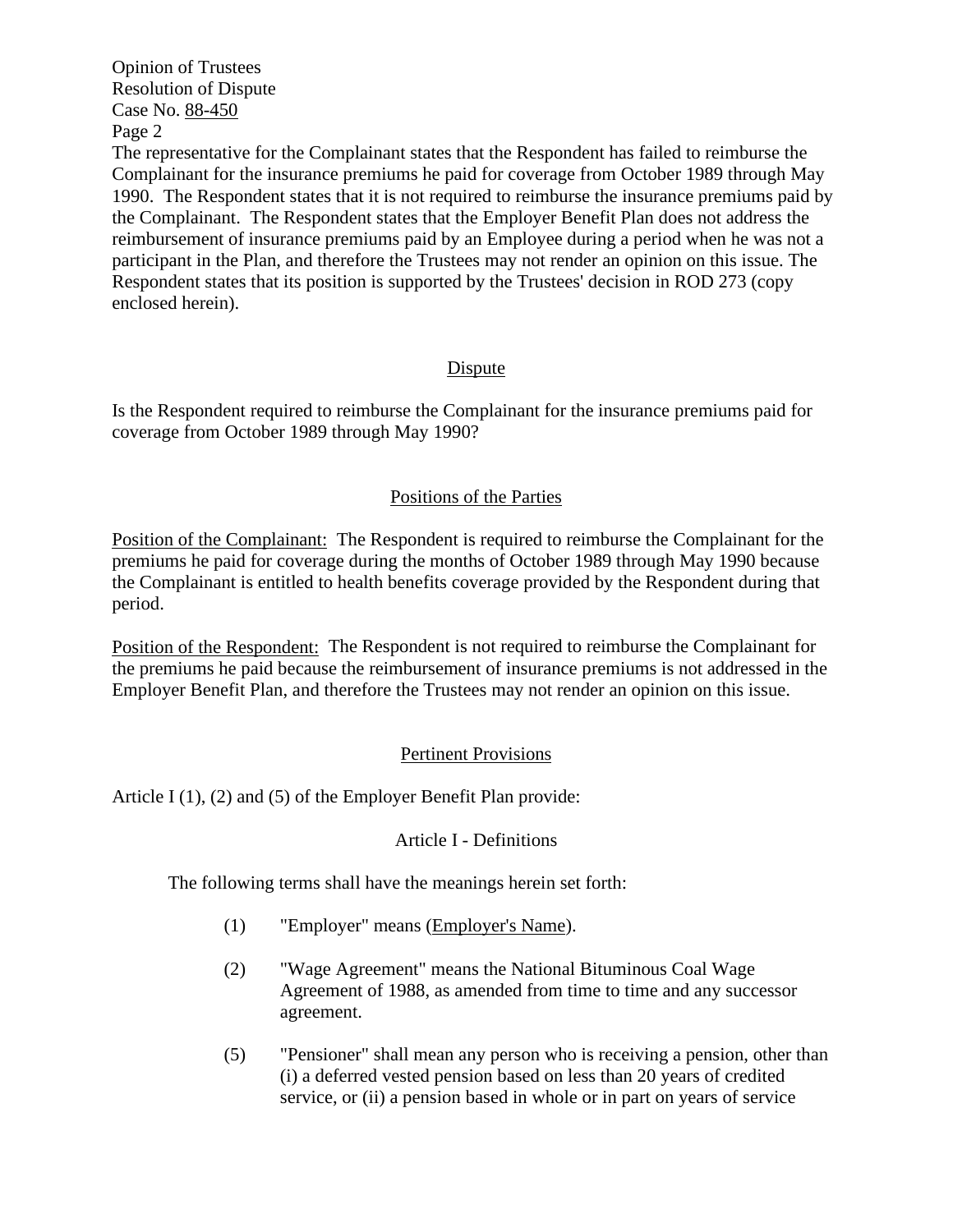The representative for the Complainant states that the Respondent has failed to reimburse the Complainant for the insurance premiums he paid for coverage from October 1989 through May 1990. The Respondent states that it is not required to reimburse the insurance premiums paid by the Complainant. The Respondent states that the Employer Benefit Plan does not address the reimbursement of insurance premiums paid by an Employee during a period when he was not a participant in the Plan, and therefore the Trustees may not render an opinion on this issue. The Respondent states that its position is supported by the Trustees' decision in ROD 273 (copy enclosed herein).

## Dispute

Is the Respondent required to reimburse the Complainant for the insurance premiums paid for coverage from October 1989 through May 1990?

## Positions of the Parties

Position of the Complainant: The Respondent is required to reimburse the Complainant for the premiums he paid for coverage during the months of October 1989 through May 1990 because the Complainant is entitled to health benefits coverage provided by the Respondent during that period.

Position of the Respondent: The Respondent is not required to reimburse the Complainant for the premiums he paid because the reimbursement of insurance premiums is not addressed in the Employer Benefit Plan, and therefore the Trustees may not render an opinion on this issue.

## Pertinent Provisions

Article I (1), (2) and (5) of the Employer Benefit Plan provide:

Article I - Definitions

The following terms shall have the meanings herein set forth:

(1) "Employer" means (Employer's Name).

(2) "Wage Agreement" means the National Bituminous Coal Wage Agreement of 1988, as amended from time to time and any successor agreement.

(5) "Pensioner" shall mean any person who is receiving a pension, other than (i) a deferred vested pension based on less than 20 years of credited service, or (ii) a pension based in whole or in part on years of service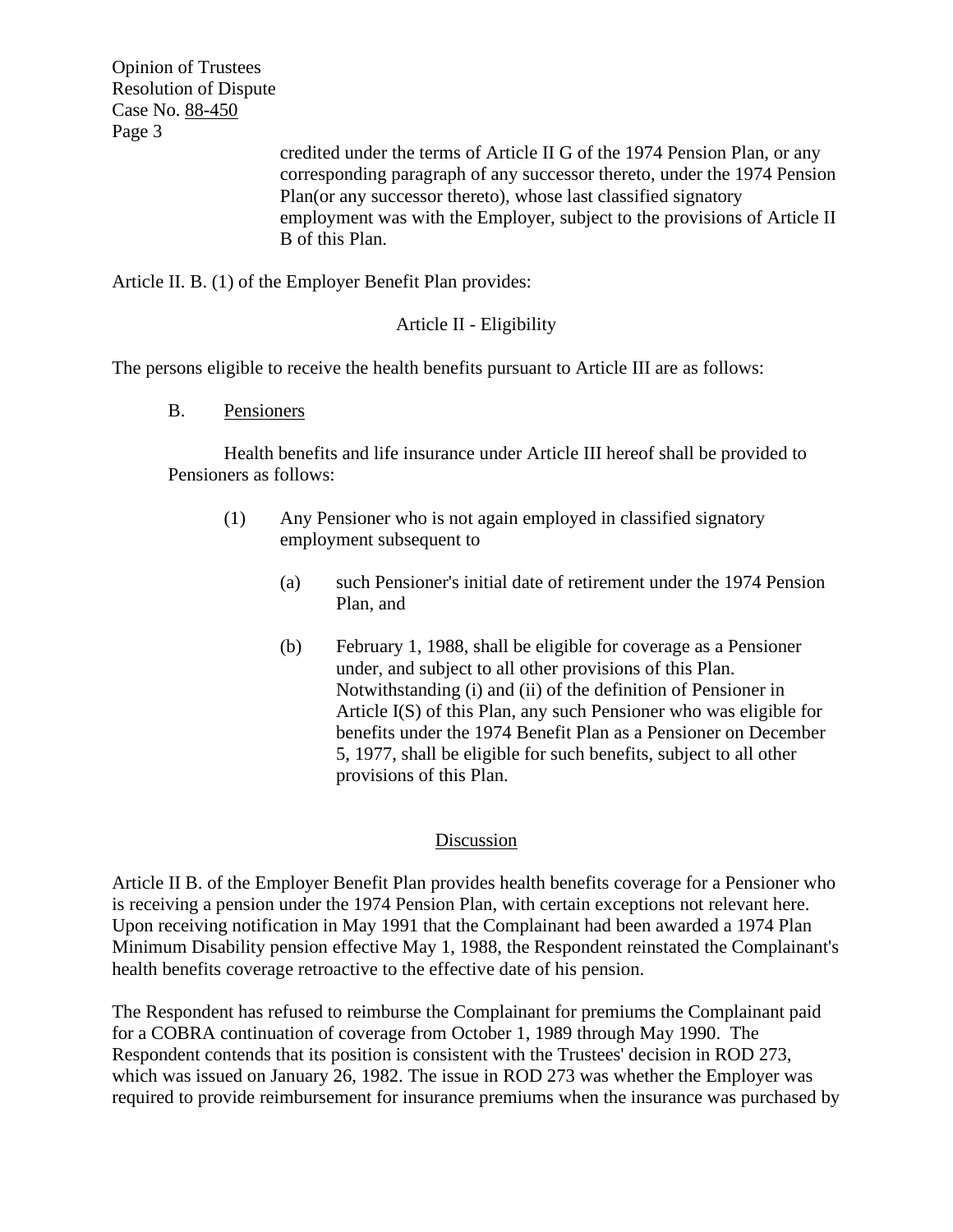credited under the terms of Article II G of the 1974 Pension Plan, or any corresponding paragraph of any successor thereto, under the 1974 Pension Plan(or any successor thereto), whose last classified signatory employment was with the Employer, subject to the provisions of Article II B of this Plan.

Article II. B. (1) of the Employer Benefit Plan provides:

Article II - Eligibility

The persons eligible to receive the health benefits pursuant to Article III are as follows:

B. Pensioners

Health benefits and life insurance under Article III hereof shall be provided to Pensioners as follows:

(1) Any Pensioner who is not again employed in classified signatory employment subsequent to

(a) such Pensioner's initial date of retirement under the 1974 Pension Plan, and

(b) February 1, 1988, shall be eligible for coverage as a Pensioner under, and subject to all other provisions of this Plan. Notwithstanding (i) and (ii) of the definition of Pensioner in Article I(S) of this Plan, any such Pensioner who was eligible for benefits under the 1974 Benefit Plan as a Pensioner on December 5, 1977, shall be eligible for such benefits, subject to all other provisions of this Plan.

## Discussion

Article II B. of the Employer Benefit Plan provides health benefits coverage for a Pensioner who is receiving a pension under the 1974 Pension Plan, with certain exceptions not relevant here. Upon receiving notification in May 1991 that the Complainant had been awarded a 1974 Plan Minimum Disability pension effective May 1, 1988, the Respondent reinstated the Complainant's health benefits coverage retroactive to the effective date of his pension.

The Respondent has refused to reimburse the Complainant for premiums the Complainant paid for a COBRA continuation of coverage from October 1, 1989 through May 1990. The Respondent contends that its position is consistent with the Trustees' decision in ROD 273, which was issued on January 26, 1982. The issue in ROD 273 was whether the Employer was required to provide reimbursement for insurance premiums when the insurance was purchased by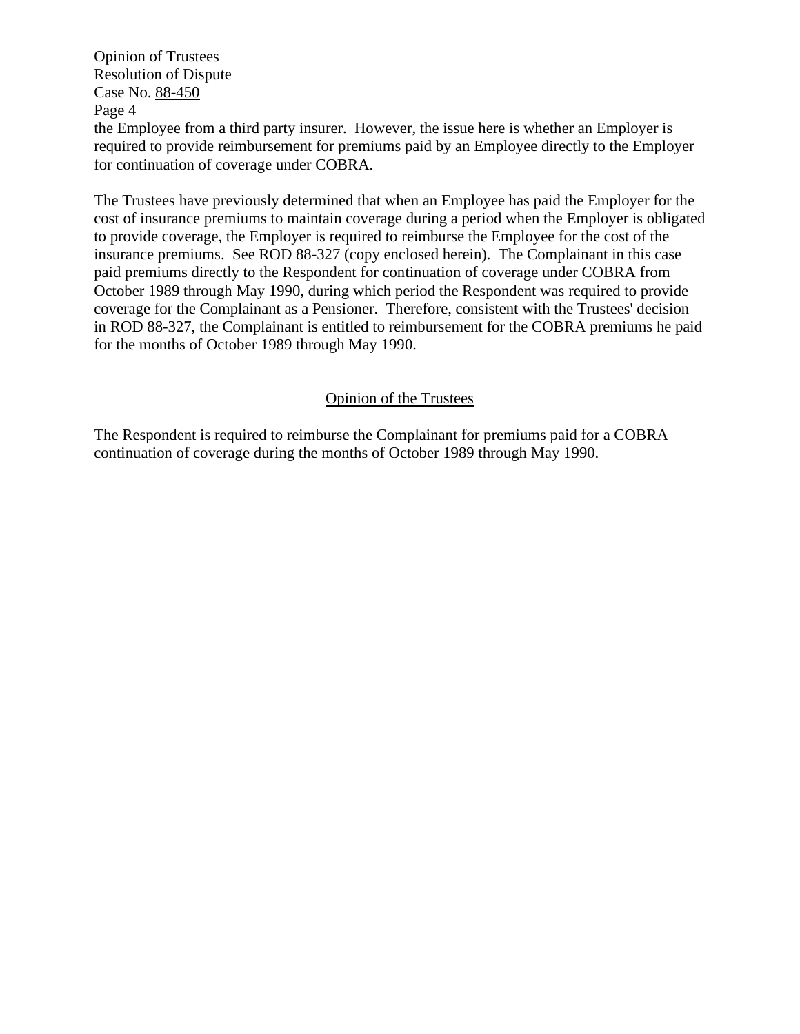the Employee from a third party insurer. However, the issue here is whether an Employer is required to provide reimbursement for premiums paid by an Employee directly to the Employer for continuation of coverage under COBRA.

The Trustees have previously determined that when an Employee has paid the Employer for the cost of insurance premiums to maintain coverage during a period when the Employer is obligated to provide coverage, the Employer is required to reimburse the Employee for the cost of the insurance premiums. See ROD 88-327 (copy enclosed herein). The Complainant in this case paid premiums directly to the Respondent for continuation of coverage under COBRA from October 1989 through May 1990, during which period the Respondent was required to provide coverage for the Complainant as a Pensioner. Therefore, consistent with the Trustees' decision in ROD 88-327, the Complainant is entitled to reimbursement for the COBRA premiums he paid for the months of October 1989 through May 1990.

## Opinion of the Trustees

The Respondent is required to reimburse the Complainant for premiums paid for a COBRA continuation of coverage during the months of October 1989 through May 1990.